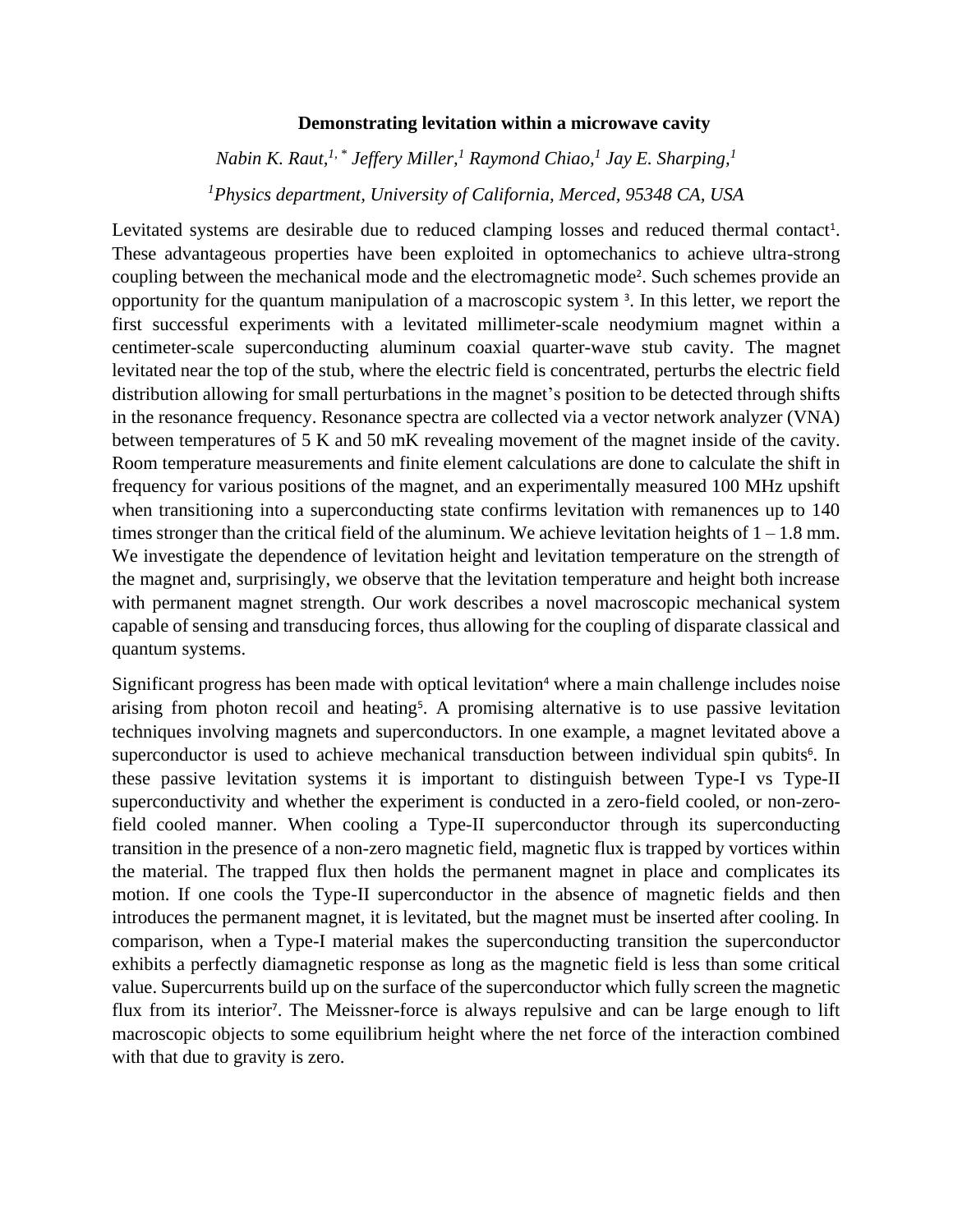# Demonstrating levitation within a microwave cavity

*Nabin K. Raut,[1,*] Jeffery Miller,[1] Raymond Chiao,[1] Jay E. Sharping,[1]*

*[1]Physics department, University of California, Merced, 95348 CA, USA*

Levitated systems are desirable due to reduced clamping losses and reduced thermal contact[1]. These advantageous properties have been exploited in optomechanics to achieve ultra-strong coupling between the mechanical mode and the electromagnetic mode[2]. Such schemes provide an opportunity for the quantum manipulation of a macroscopic system [3]. In this letter, we report the first successful experiments with a levitated millimeter-scale neodymium magnet within a centimeter-scale superconducting aluminum coaxial quarter-wave stub cavity. The magnet levitated near the top of the stub, where the electric field is concentrated, perturbs the electric field distribution allowing for small perturbations in the magnet's position to be detected through shifts in the resonance frequency. Resonance spectra are collected via a vector network analyzer (VNA) between temperatures of 5 K and 50 mK revealing movement of the magnet inside of the cavity. Room temperature measurements and finite element calculations are done to calculate the shift in frequency for various positions of the magnet, and an experimentally measured 100 MHz upshift when transitioning into a superconducting state confirms levitation with remanences up to 140 times stronger than the critical field of the aluminum. We achieve levitation heights of 1 – 1.8 mm. We investigate the dependence of levitation height and levitation temperature on the strength of the magnet and, surprisingly, we observe that the levitation temperature and height both increase with permanent magnet strength. Our work describes a novel macroscopic mechanical system capable of sensing and transducing forces, thus allowing for the coupling of disparate classical and quantum systems.

Significant progress has been made with optical levitation[4] where a main challenge includes noise arising from photon recoil and heating[5]. A promising alternative is to use passive levitation techniques involving magnets and superconductors. In one example, a magnet levitated above a superconductor is used to achieve mechanical transduction between individual spin qubits[6]. In these passive levitation systems it is important to distinguish between Type-I vs Type-II superconductivity and whether the experiment is conducted in a zero-field cooled, or non-zero-field cooled manner. When cooling a Type-II superconductor through its superconducting transition in the presence of a non-zero magnetic field, magnetic flux is trapped by vortices within the material. The trapped flux then holds the permanent magnet in place and complicates its motion. If one cools the Type-II superconductor in the absence of magnetic fields and then introduces the permanent magnet, it is levitated, but the magnet must be inserted after cooling. In comparison, when a Type-I material makes the superconducting transition the superconductor exhibits a perfectly diamagnetic response as long as the magnetic field is less than some critical value. Supercurrents build up on the surface of the superconductor which fully screen the magnetic flux from its interior[7]. The Meissner-force is always repulsive and can be large enough to lift macroscopic objects to some equilibrium height where the net force of the interaction combined with that due to gravity is zero.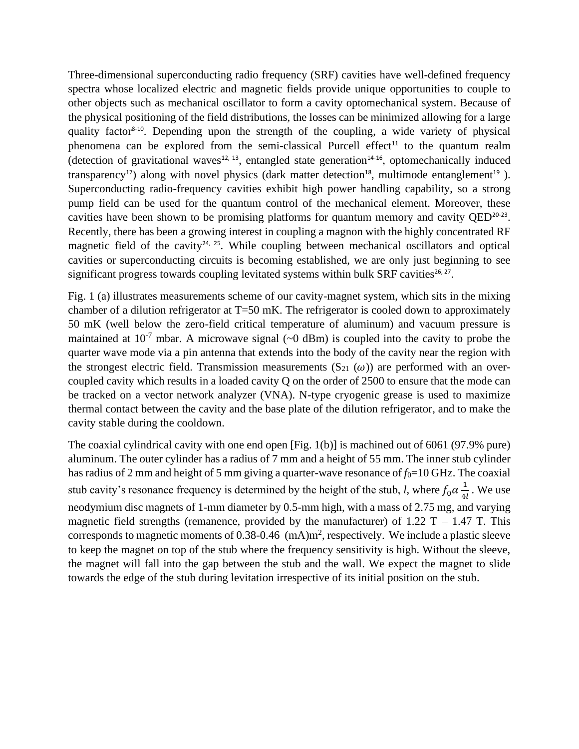Three-dimensional superconducting radio frequency (SRF) cavities have well-defined frequency spectra whose localized electric and magnetic fields provide unique opportunities to couple to other objects such as mechanical oscillator to form a cavity optomechanical system. Because of the physical positioning of the field distributions, the losses can be minimized allowing for a large quality factor[8-10]. Depending upon the strength of the coupling, a wide variety of physical phenomena can be explored from the semi-classical Purcell effect[11] to the quantum realm (detection of gravitational waves[12, 13], entangled state generation[14-16], optomechanically induced transparency[17]) along with novel physics (dark matter detection[18], multimode entanglement[19] ). Superconducting radio-frequency cavities exhibit high power handling capability, so a strong pump field can be used for the quantum control of the mechanical element. Moreover, these cavities have been shown to be promising platforms for quantum memory and cavity QED[20-23]. Recently, there has been a growing interest in coupling a magnon with the highly concentrated RF magnetic field of the cavity[24, 25]. While coupling between mechanical oscillators and optical cavities or superconducting circuits is becoming established, we are only just beginning to see significant progress towards coupling levitated systems within bulk SRF cavities[26, 27].

Fig. 1 (a) illustrates measurements scheme of our cavity-magnet system, which sits in the mixing chamber of a dilution refrigerator at T=50 mK. The refrigerator is cooled down to approximately 50 mK (well below the zero-field critical temperature of aluminum) and vacuum pressure is maintained at $10^{-7}$ mbar. A microwave signal (~0 dBm) is coupled into the cavity to probe the quarter wave mode via a pin antenna that extends into the body of the cavity near the region with the strongest electric field. Transmission measurements ($S_{21}$ ($\omega$)) are performed with an over-coupled cavity which results in a loaded cavity Q on the order of 2500 to ensure that the mode can be tracked on a vector network analyzer (VNA). N-type cryogenic grease is used to maximize thermal contact between the cavity and the base plate of the dilution refrigerator, and to make the cavity stable during the cooldown.

The coaxial cylindrical cavity with one end open [Fig. 1(b)] is machined out of 6061 (97.9% pure) aluminum. The outer cylinder has a radius of 7 mm and a height of 55 mm. The inner stub cylinder has radius of 2 mm and height of 5 mm giving a quarter-wave resonance of $f_0$=10 GHz. The coaxial stub cavity's resonance frequency is determined by the height of the stub, $l$, where $f_0 \alpha \frac{1}{4l}$. We use neodymium disc magnets of 1-mm diameter by 0.5-mm high, with a mass of 2.75 mg, and varying magnetic field strengths (remanence, provided by the manufacturer) of 1.22 T – 1.47 T. This corresponds to magnetic moments of 0.38-0.46 (mA)m$^2$, respectively. We include a plastic sleeve to keep the magnet on top of the stub where the frequency sensitivity is high. Without the sleeve, the magnet will fall into the gap between the stub and the wall. We expect the magnet to slide towards the edge of the stub during levitation irrespective of its initial position on the stub.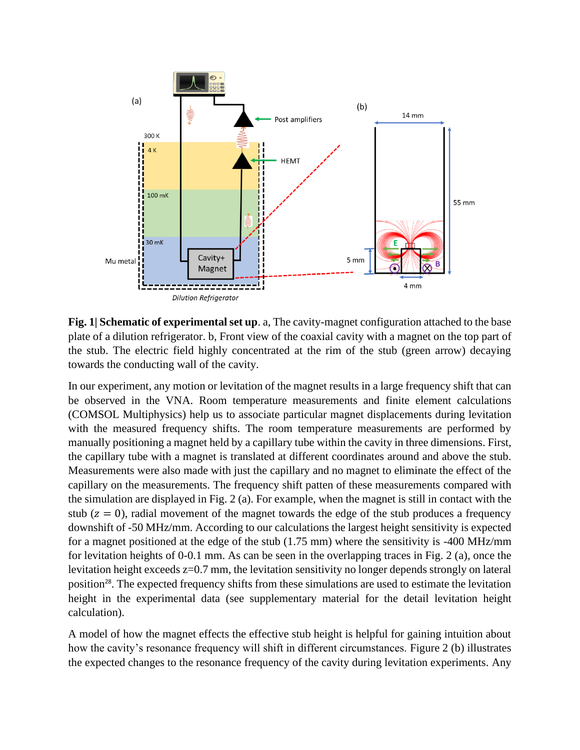**Fig. 1| Schematic of experimental set up**. a, The cavity-magnet configuration attached to the base plate of a dilution refrigerator. b, Front view of the coaxial cavity with a magnet on the top part of the stub. The electric field highly concentrated at the rim of the stub (green arrow) decaying towards the conducting wall of the cavity.

In our experiment, any motion or levitation of the magnet results in a large frequency shift that can be observed in the VNA. Room temperature measurements and finite element calculations (COMSOL Multiphysics) help us to associate particular magnet displacements during levitation with the measured frequency shifts. The room temperature measurements are performed by manually positioning a magnet held by a capillary tube within the cavity in three dimensions. First, the capillary tube with a magnet is translated at different coordinates around and above the stub. Measurements were also made with just the capillary and no magnet to eliminate the effect of the capillary on the measurements. The frequency shift patten of these measurements compared with the simulation are displayed in Fig. 2 (a). For example, when the magnet is still in contact with the stub ($z = 0$), radial movement of the magnet towards the edge of the stub produces a frequency downshift of -50 MHz/mm. According to our calculations the largest height sensitivity is expected for a magnet positioned at the edge of the stub (1.75 mm) where the sensitivity is -400 MHz/mm for levitation heights of 0-0.1 mm. As can be seen in the overlapping traces in Fig. 2 (a), once the levitation height exceeds z=0.7 mm, the levitation sensitivity no longer depends strongly on lateral position[28]. The expected frequency shifts from these simulations are used to estimate the levitation height in the experimental data (see supplementary material for the detail levitation height calculation).

A model of how the magnet effects the effective stub height is helpful for gaining intuition about how the cavity's resonance frequency will shift in different circumstances. Figure 2 (b) illustrates the expected changes to the resonance frequency of the cavity during levitation experiments. Any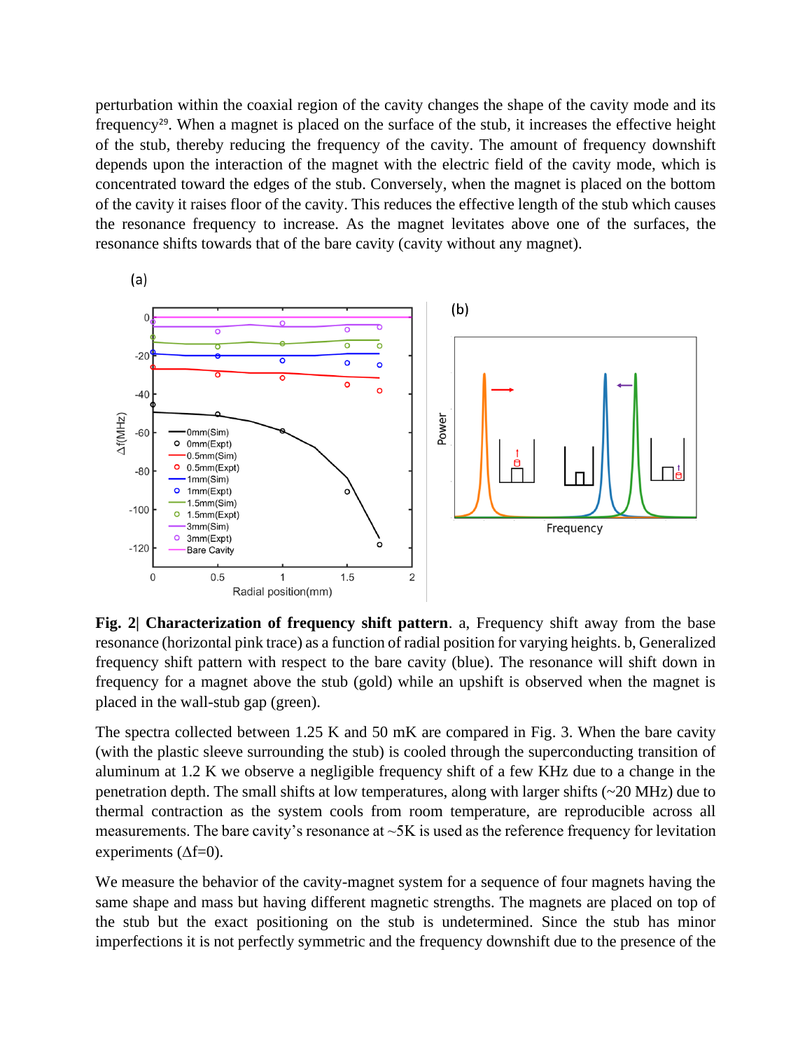perturbation within the coaxial region of the cavity changes the shape of the cavity mode and its frequency[29]. When a magnet is placed on the surface of the stub, it increases the effective height of the stub, thereby reducing the frequency of the cavity. The amount of frequency downshift depends upon the interaction of the magnet with the electric field of the cavity mode, which is concentrated toward the edges of the stub. Conversely, when the magnet is placed on the bottom of the cavity it raises floor of the cavity. This reduces the effective length of the stub which causes the resonance frequency to increase. As the magnet levitates above one of the surfaces, the resonance shifts towards that of the bare cavity (cavity without any magnet).

**Fig. 2| Characterization of frequency shift pattern**. a, Frequency shift away from the base resonance (horizontal pink trace) as a function of radial position for varying heights. b, Generalized frequency shift pattern with respect to the bare cavity (blue). The resonance will shift down in frequency for a magnet above the stub (gold) while an upshift is observed when the magnet is placed in the wall-stub gap (green).

The spectra collected between 1.25 K and 50 mK are compared in Fig. 3. When the bare cavity (with the plastic sleeve surrounding the stub) is cooled through the superconducting transition of aluminum at 1.2 K we observe a negligible frequency shift of a few KHz due to a change in the penetration depth. The small shifts at low temperatures, along with larger shifts (~20 MHz) due to thermal contraction as the system cools from room temperature, are reproducible across all measurements. The bare cavity's resonance at ~5K is used as the reference frequency for levitation experiments ($\Delta f=0$).

We measure the behavior of the cavity-magnet system for a sequence of four magnets having the same shape and mass but having different magnetic strengths. The magnets are placed on top of the stub but the exact positioning on the stub is undetermined. Since the stub has minor imperfections it is not perfectly symmetric and the frequency downshift due to the presence of the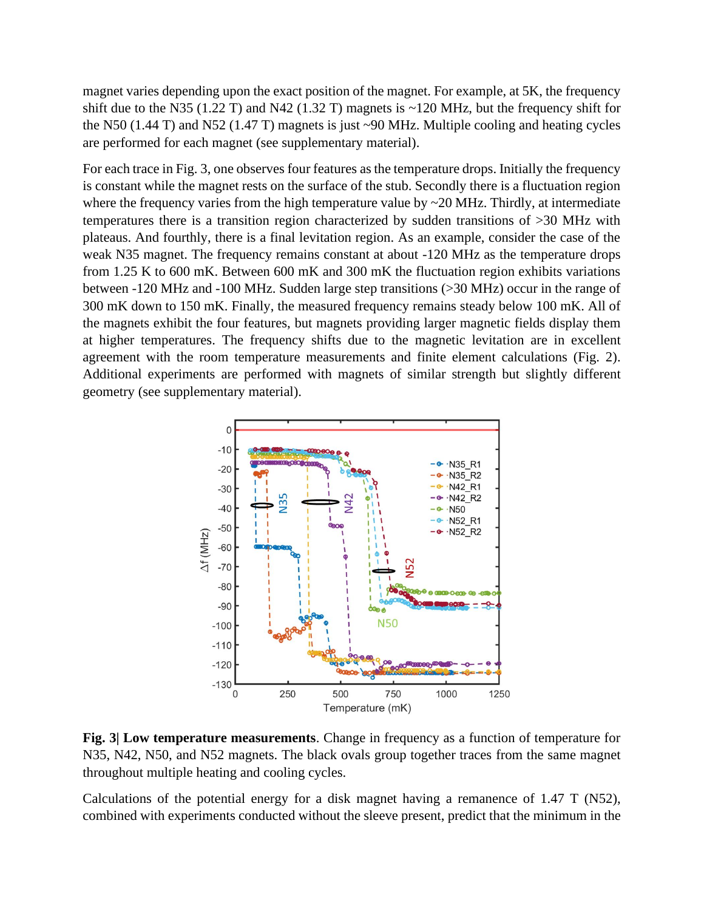magnet varies depending upon the exact position of the magnet. For example, at 5K, the frequency shift due to the N35 (1.22 T) and N42 (1.32 T) magnets is ~120 MHz, but the frequency shift for the N50 (1.44 T) and N52 (1.47 T) magnets is just ~90 MHz. Multiple cooling and heating cycles are performed for each magnet (see supplementary material).

For each trace in Fig. 3, one observes four features as the temperature drops. Initially the frequency is constant while the magnet rests on the surface of the stub. Secondly there is a fluctuation region where the frequency varies from the high temperature value by ~20 MHz. Thirdly, at intermediate temperatures there is a transition region characterized by sudden transitions of >30 MHz with plateaus. And fourthly, there is a final levitation region. As an example, consider the case of the weak N35 magnet. The frequency remains constant at about -120 MHz as the temperature drops from 1.25 K to 600 mK. Between 600 mK and 300 mK the fluctuation region exhibits variations between -120 MHz and -100 MHz. Sudden large step transitions (>30 MHz) occur in the range of 300 mK down to 150 mK. Finally, the measured frequency remains steady below 100 mK. All of the magnets exhibit the four features, but magnets providing larger magnetic fields display them at higher temperatures. The frequency shifts due to the magnetic levitation are in excellent agreement with the room temperature measurements and finite element calculations (Fig. 2). Additional experiments are performed with magnets of similar strength but slightly different geometry (see supplementary material).

**Fig. 3| Low temperature measurements**. Change in frequency as a function of temperature for N35, N42, N50, and N52 magnets. The black ovals group together traces from the same magnet throughout multiple heating and cooling cycles.

Calculations of the potential energy for a disk magnet having a remanence of 1.47 T (N52), combined with experiments conducted without the sleeve present, predict that the minimum in the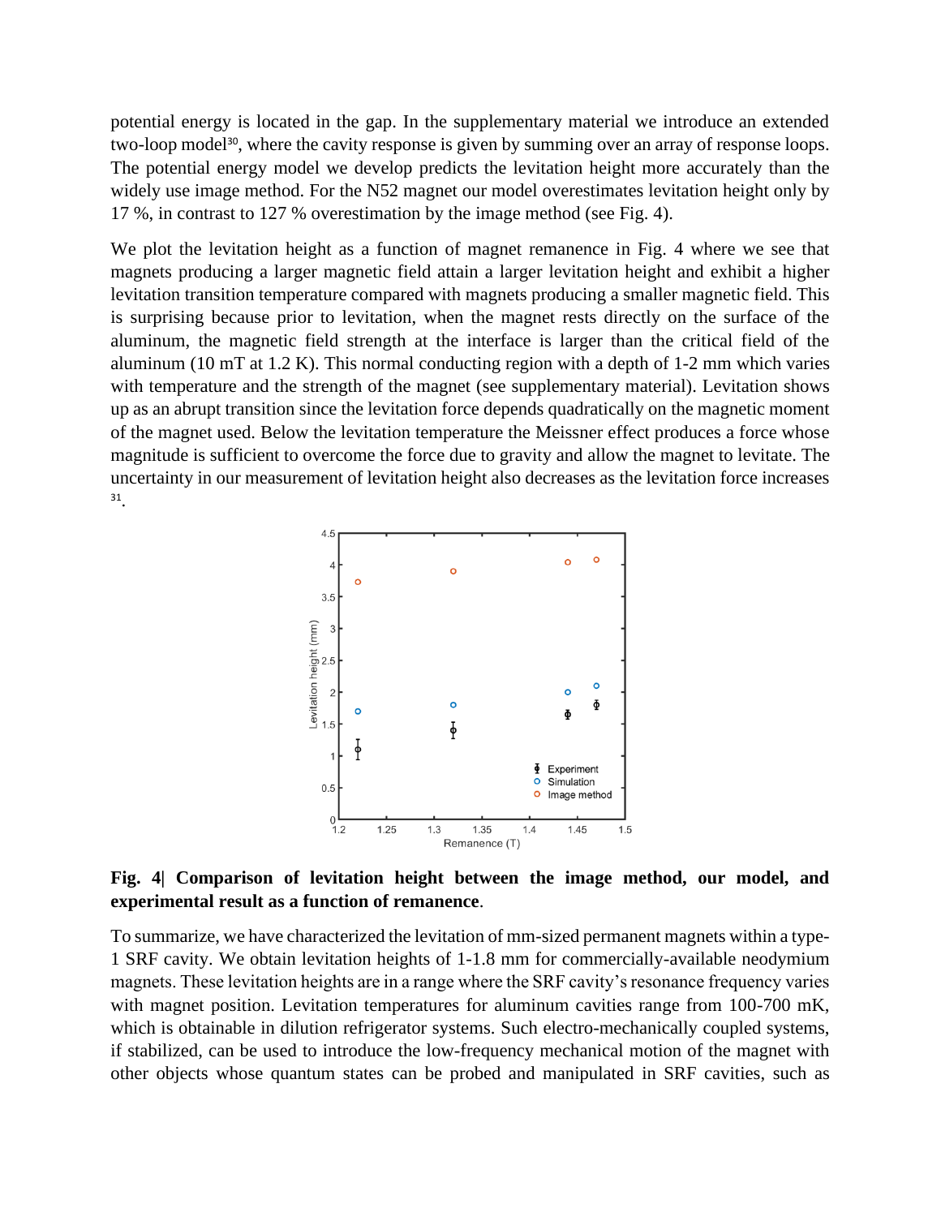potential energy is located in the gap. In the supplementary material we introduce an extended two-loop model[30], where the cavity response is given by summing over an array of response loops. The potential energy model we develop predicts the levitation height more accurately than the widely use image method. For the N52 magnet our model overestimates levitation height only by 17 %, in contrast to 127 % overestimation by the image method (see Fig. 4).

We plot the levitation height as a function of magnet remanence in Fig. 4 where we see that magnets producing a larger magnetic field attain a larger levitation height and exhibit a higher levitation transition temperature compared with magnets producing a smaller magnetic field. This is surprising because prior to levitation, when the magnet rests directly on the surface of the aluminum, the magnetic field strength at the interface is larger than the critical field of the aluminum (10 mT at 1.2 K). This normal conducting region with a depth of 1-2 mm which varies with temperature and the strength of the magnet (see supplementary material). Levitation shows up as an abrupt transition since the levitation force depends quadratically on the magnetic moment of the magnet used. Below the levitation temperature the Meissner effect produces a force whose magnitude is sufficient to overcome the force due to gravity and allow the magnet to levitate. The uncertainty in our measurement of levitation height also decreases as the levitation force increases [31].

**Fig. 4| Comparison of levitation height between the image method, our model, and experimental result as a function of remanence**.

To summarize, we have characterized the levitation of mm-sized permanent magnets within a type-1 SRF cavity. We obtain levitation heights of 1-1.8 mm for commercially-available neodymium magnets. These levitation heights are in a range where the SRF cavity's resonance frequency varies with magnet position. Levitation temperatures for aluminum cavities range from 100-700 mK, which is obtainable in dilution refrigerator systems. Such electro-mechanically coupled systems, if stabilized, can be used to introduce the low-frequency mechanical motion of the magnet with other objects whose quantum states can be probed and manipulated in SRF cavities, such as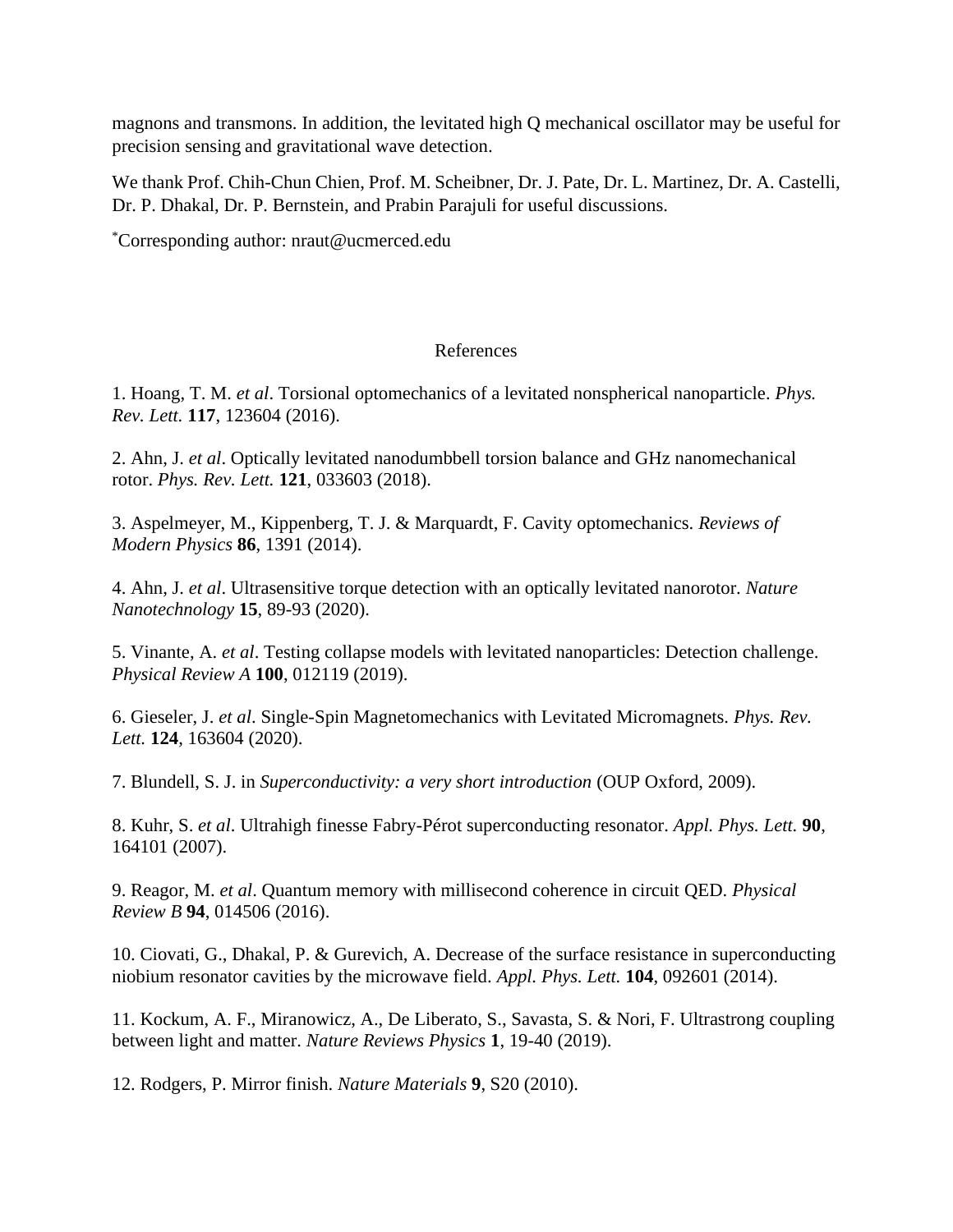magnons and transmons. In addition, the levitated high Q mechanical oscillator may be useful for precision sensing and gravitational wave detection.

We thank Prof. Chih-Chun Chien, Prof. M. Scheibner, Dr. J. Pate, Dr. L. Martinez, Dr. A. Castelli, Dr. P. Dhakal, Dr. P. Bernstein, and Prabin Parajuli for useful discussions.

*Corresponding author: nraut@ucmerced.edu

## References

1. Hoang, T. M. *et al*. Torsional optomechanics of a levitated nonspherical nanoparticle. *Phys. Rev. Lett.* **117**, 123604 (2016).

2. Ahn, J. *et al*. Optically levitated nanodumbbell torsion balance and GHz nanomechanical rotor. *Phys. Rev. Lett.* **121**, 033603 (2018).

3. Aspelmeyer, M., Kippenberg, T. J. & Marquardt, F. Cavity optomechanics. *Reviews of Modern Physics* **86**, 1391 (2014).

4. Ahn, J. *et al*. Ultrasensitive torque detection with an optically levitated nanorotor. *Nature Nanotechnology* **15**, 89-93 (2020).

5. Vinante, A. *et al*. Testing collapse models with levitated nanoparticles: Detection challenge. *Physical Review A* **100**, 012119 (2019).

6. Gieseler, J. *et al*. Single-Spin Magnetomechanics with Levitated Micromagnets. *Phys. Rev. Lett.* **124**, 163604 (2020).

7. Blundell, S. J. in *Superconductivity: a very short introduction* (OUP Oxford, 2009).

8. Kuhr, S. *et al*. Ultrahigh finesse Fabry-Pérot superconducting resonator. *Appl. Phys. Lett.* **90**, 164101 (2007).

9. Reagor, M. *et al*. Quantum memory with millisecond coherence in circuit QED. *Physical Review B* **94**, 014506 (2016).

10. Ciovati, G., Dhakal, P. & Gurevich, A. Decrease of the surface resistance in superconducting niobium resonator cavities by the microwave field. *Appl. Phys. Lett.* **104**, 092601 (2014).

11. Kockum, A. F., Miranowicz, A., De Liberato, S., Savasta, S. & Nori, F. Ultrastrong coupling between light and matter. *Nature Reviews Physics* **1**, 19-40 (2019).

12. Rodgers, P. Mirror finish. *Nature Materials* **9**, S20 (2010).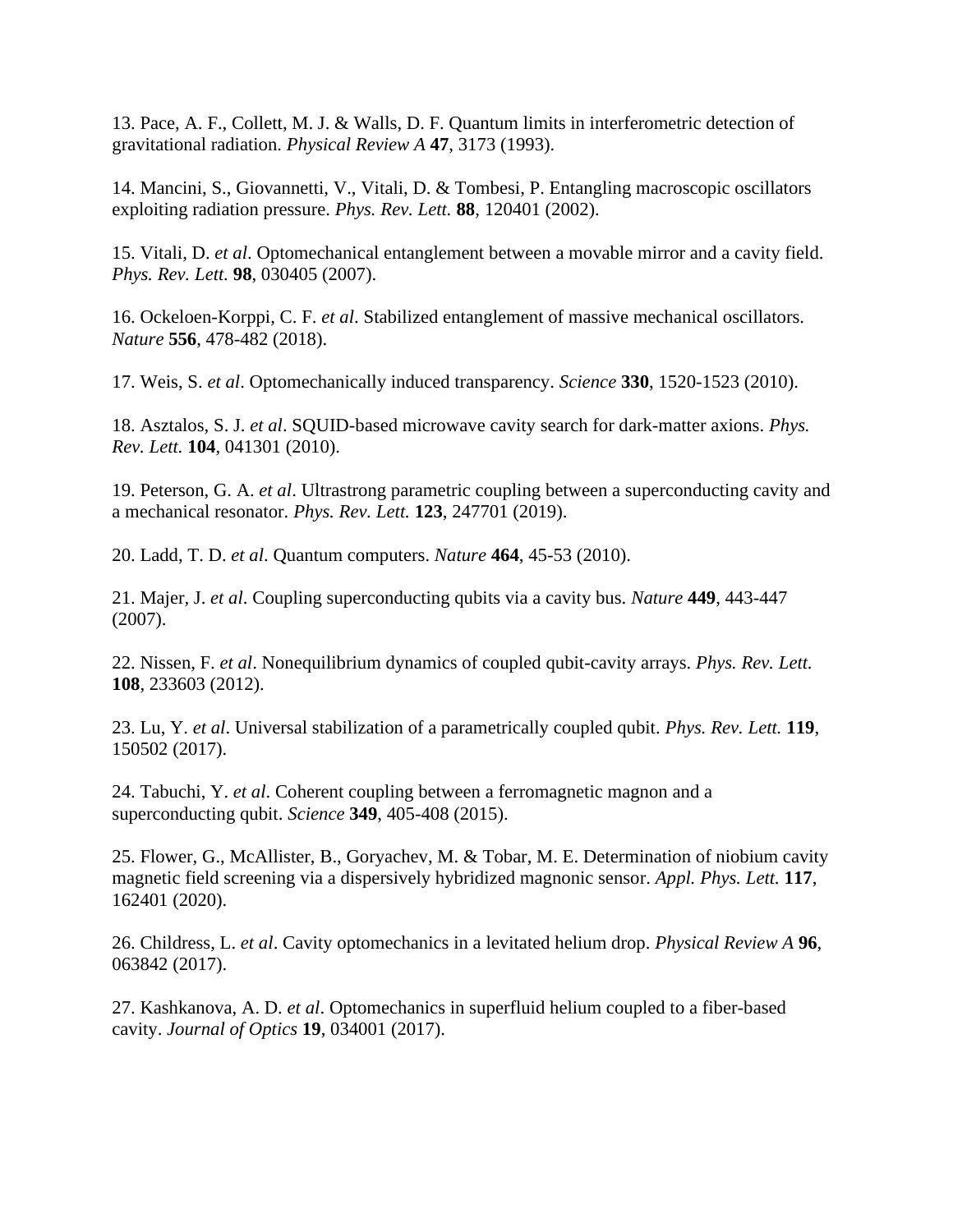13. Pace, A. F., Collett, M. J. & Walls, D. F. Quantum limits in interferometric detection of gravitational radiation. *Physical Review A* **47**, 3173 (1993).

14. Mancini, S., Giovannetti, V., Vitali, D. & Tombesi, P. Entangling macroscopic oscillators exploiting radiation pressure. *Phys. Rev. Lett.* **88**, 120401 (2002).

15. Vitali, D. *et al*. Optomechanical entanglement between a movable mirror and a cavity field. *Phys. Rev. Lett.* **98**, 030405 (2007).

16. Ockeloen-Korppi, C. F. *et al*. Stabilized entanglement of massive mechanical oscillators. *Nature* **556**, 478-482 (2018).

17. Weis, S. *et al*. Optomechanically induced transparency. *Science* **330**, 1520-1523 (2010).

18. Asztalos, S. J. *et al*. SQUID-based microwave cavity search for dark-matter axions. *Phys. Rev. Lett.* **104**, 041301 (2010).

19. Peterson, G. A. *et al*. Ultrastrong parametric coupling between a superconducting cavity and a mechanical resonator. *Phys. Rev. Lett.* **123**, 247701 (2019).

20. Ladd, T. D. *et al*. Quantum computers. *Nature* **464**, 45-53 (2010).

21. Majer, J. *et al*. Coupling superconducting qubits via a cavity bus. *Nature* **449**, 443-447 (2007).

22. Nissen, F. *et al*. Nonequilibrium dynamics of coupled qubit-cavity arrays. *Phys. Rev. Lett.* **108**, 233603 (2012).

23. Lu, Y. *et al*. Universal stabilization of a parametrically coupled qubit. *Phys. Rev. Lett.* **119**, 150502 (2017).

24. Tabuchi, Y. *et al*. Coherent coupling between a ferromagnetic magnon and a superconducting qubit. *Science* **349**, 405-408 (2015).

25. Flower, G., McAllister, B., Goryachev, M. & Tobar, M. E. Determination of niobium cavity magnetic field screening via a dispersively hybridized magnonic sensor. *Appl. Phys. Lett.* **117**, 162401 (2020).

26. Childress, L. *et al*. Cavity optomechanics in a levitated helium drop. *Physical Review A* **96**, 063842 (2017).

27. Kashkanova, A. D. *et al*. Optomechanics in superfluid helium coupled to a fiber-based cavity. *Journal of Optics* **19**, 034001 (2017).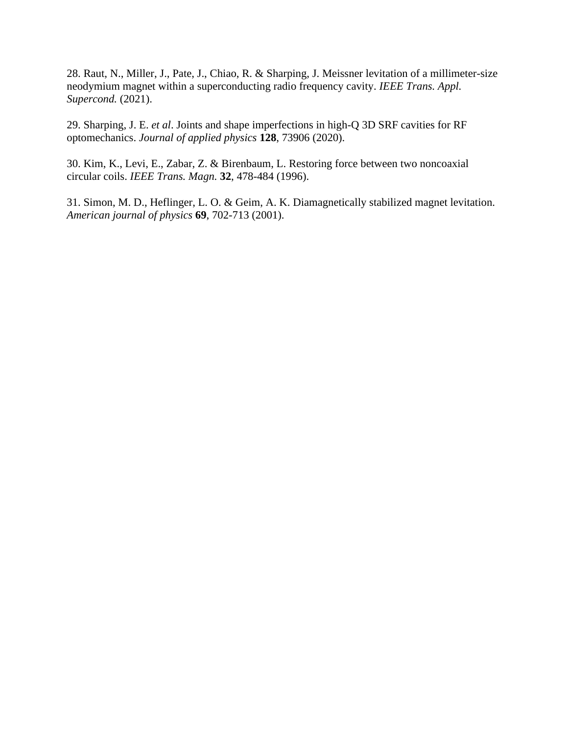28. Raut, N., Miller, J., Pate, J., Chiao, R. & Sharping, J. Meissner levitation of a millimeter-size neodymium magnet within a superconducting radio frequency cavity. *IEEE Trans. Appl. Supercond.* (2021).

29. Sharping, J. E. *et al*. Joints and shape imperfections in high-Q 3D SRF cavities for RF optomechanics. *Journal of applied physics* **128**, 73906 (2020).

30. Kim, K., Levi, E., Zabar, Z. & Birenbaum, L. Restoring force between two noncoaxial circular coils. *IEEE Trans. Magn.* **32**, 478-484 (1996).

31. Simon, M. D., Heflinger, L. O. & Geim, A. K. Diamagnetically stabilized magnet levitation. *American journal of physics* **69**, 702-713 (2001).